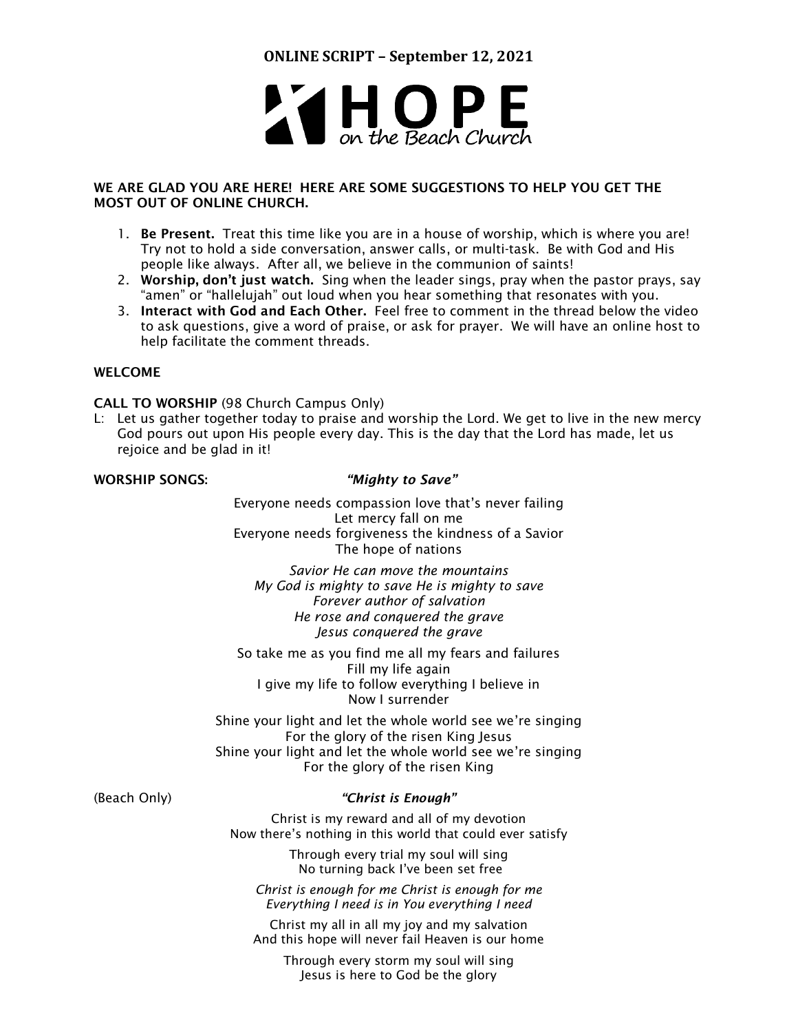# ONLINE SCRIPT – September 12, 2021

HOPE on the Beach Church

**WE ARE GLAD YOU ARE HERE! HERE ARE SOME SUGGESTIONS TO HELP YOU GET THE MOST OUT OF ONLINE CHURCH.**

1. **Be Present.** Treat this time like you are in a house of worship, which is where you are! Try not to hold a side conversation, answer calls, or multi-task. Be with God and His people like always. After all, we believe in the communion of saints!
2. **Worship, don't just watch.** Sing when the leader sings, pray when the pastor prays, say "amen" or "hallelujah" out loud when you hear something that resonates with you.
3. **Interact with God and Each Other.** Feel free to comment in the thread below the video to ask questions, give a word of praise, or ask for prayer. We will have an online host to help facilitate the comment threads.

**WELCOME**

**CALL TO WORSHIP** (98 Church Campus Only)

L: Let us gather together today to praise and worship the Lord. We get to live in the new mercy God pours out upon His people every day. This is the day that the Lord has made, let us rejoice and be glad in it!

**WORSHIP SONGS:** ***"Mighty to Save"***

Everyone needs compassion love that's never failing
Let mercy fall on me
Everyone needs forgiveness the kindness of a Savior
The hope of nations

*Savior He can move the mountains*
*My God is mighty to save He is mighty to save*
*Forever author of salvation*
*He rose and conquered the grave*
*Jesus conquered the grave*

So take me as you find me all my fears and failures
Fill my life again
I give my life to follow everything I believe in
Now I surrender

Shine your light and let the whole world see we're singing
For the glory of the risen King Jesus
Shine your light and let the whole world see we're singing
For the glory of the risen King

(Beach Only) ***"Christ is Enough"***

Christ is my reward and all of my devotion
Now there's nothing in this world that could ever satisfy

Through every trial my soul will sing
No turning back I've been set free

*Christ is enough for me Christ is enough for me*
*Everything I need is in You everything I need*

Christ my all in all my joy and my salvation
And this hope will never fail Heaven is our home

Through every storm my soul will sing
Jesus is here to God be the glory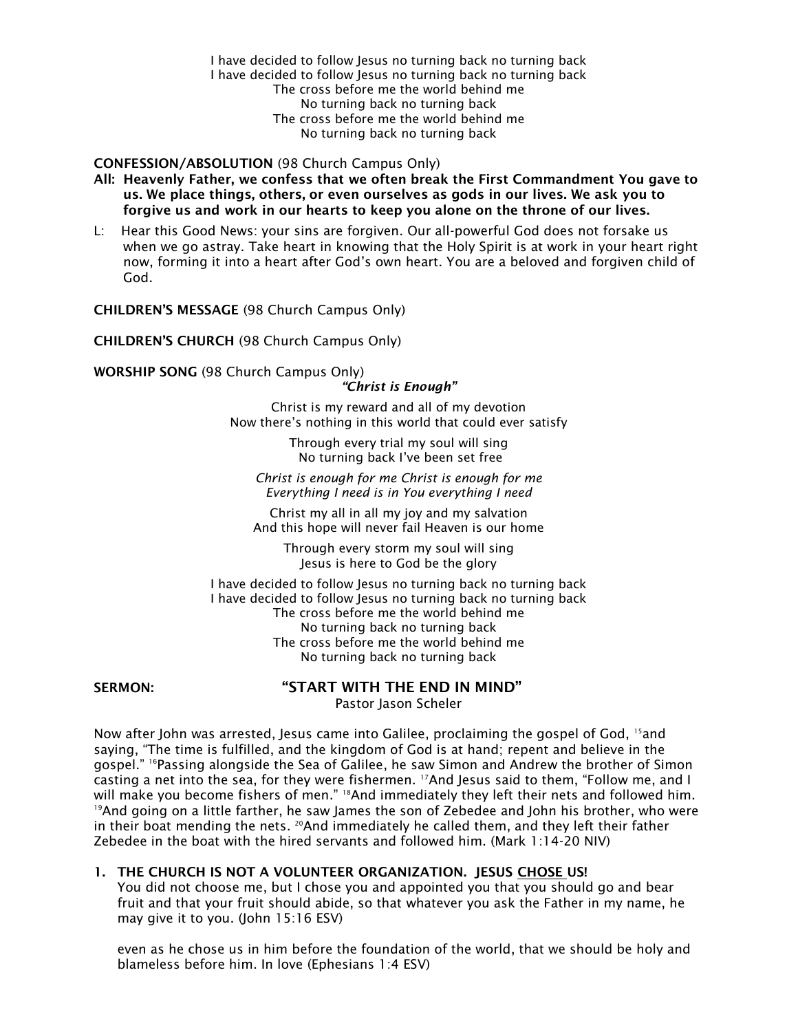I have decided to follow Jesus no turning back no turning back
I have decided to follow Jesus no turning back no turning back
The cross before me the world behind me
No turning back no turning back
The cross before me the world behind me
No turning back no turning back

**CONFESSION/ABSOLUTION** (98 Church Campus Only)

**All: Heavenly Father, we confess that we often break the First Commandment You gave to us. We place things, others, or even ourselves as gods in our lives. We ask you to forgive us and work in our hearts to keep you alone on the throne of our lives.**

L: Hear this Good News: your sins are forgiven. Our all-powerful God does not forsake us when we go astray. Take heart in knowing that the Holy Spirit is at work in your heart right now, forming it into a heart after God's own heart. You are a beloved and forgiven child of God.

**CHILDREN'S MESSAGE** (98 Church Campus Only)

**CHILDREN'S CHURCH** (98 Church Campus Only)

**WORSHIP SONG** (98 Church Campus Only)

***"Christ is Enough"***

Christ is my reward and all of my devotion
Now there's nothing in this world that could ever satisfy

Through every trial my soul will sing
No turning back I've been set free

*Christ is enough for me Christ is enough for me*
*Everything I need is in You everything I need*

Christ my all in all my joy and my salvation
And this hope will never fail Heaven is our home

Through every storm my soul will sing
Jesus is here to God be the glory

I have decided to follow Jesus no turning back no turning back
I have decided to follow Jesus no turning back no turning back
The cross before me the world behind me
No turning back no turning back
The cross before me the world behind me
No turning back no turning back

**SERMON: "START WITH THE END IN MIND"**
Pastor Jason Scheler

Now after John was arrested, Jesus came into Galilee, proclaiming the gospel of God, [15]and saying, "The time is fulfilled, and the kingdom of God is at hand; repent and believe in the gospel." [16]Passing alongside the Sea of Galilee, he saw Simon and Andrew the brother of Simon casting a net into the sea, for they were fishermen. [17]And Jesus said to them, "Follow me, and I will make you become fishers of men." [18]And immediately they left their nets and followed him. [19]And going on a little farther, he saw James the son of Zebedee and John his brother, who were in their boat mending the nets. [20]And immediately he called them, and they left their father Zebedee in the boat with the hired servants and followed him. (Mark 1:14-20 NIV)

1. **THE CHURCH IS NOT A VOLUNTEER ORGANIZATION. JESUS CHOSE US!**

   You did not choose me, but I chose you and appointed you that you should go and bear fruit and that your fruit should abide, so that whatever you ask the Father in my name, he may give it to you. (John 15:16 ESV)

   even as he chose us in him before the foundation of the world, that we should be holy and blameless before him. In love (Ephesians 1:4 ESV)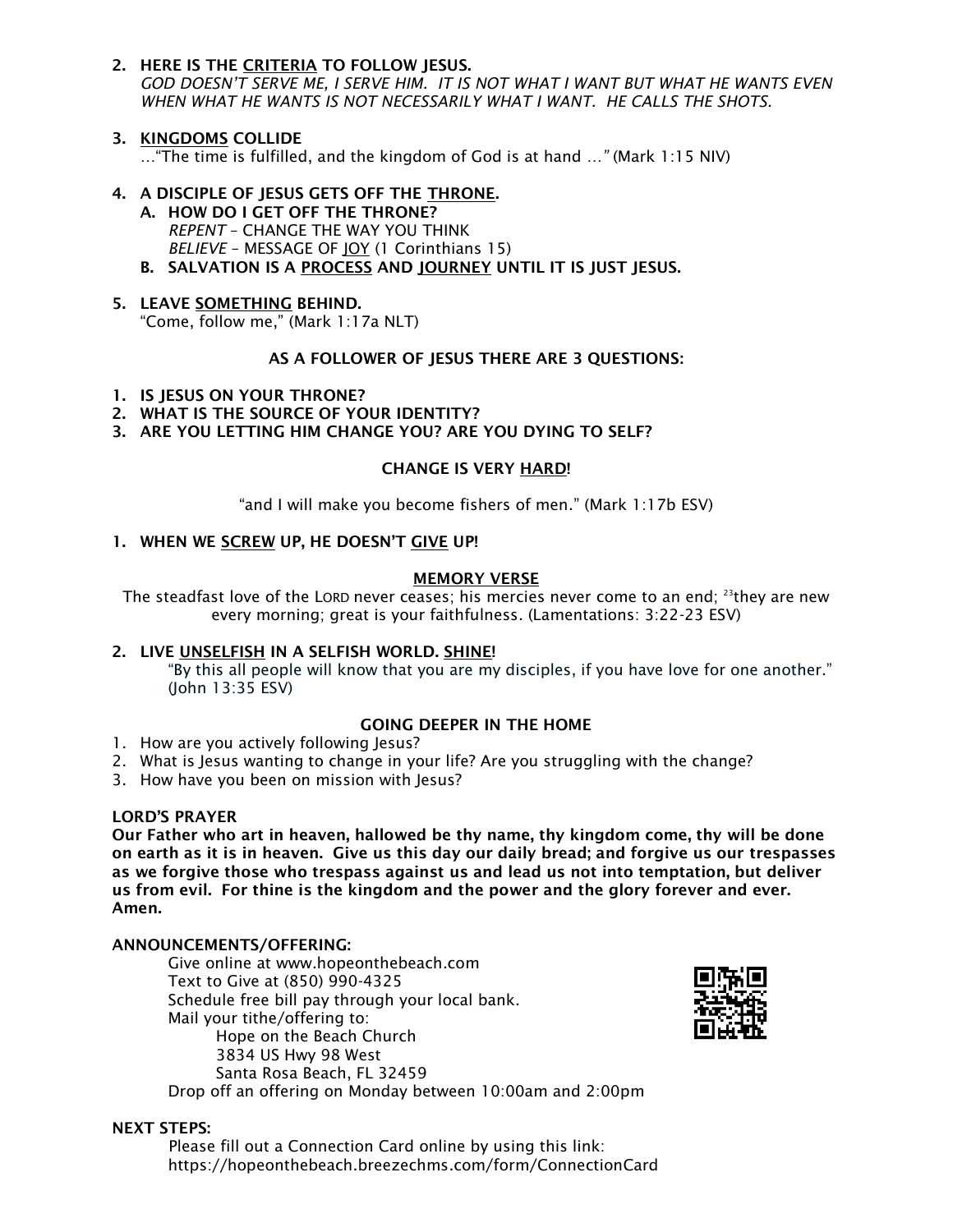2. **HERE IS THE <u>CRITERIA</u> TO FOLLOW JESUS.**
   *GOD DOESN'T SERVE ME, I SERVE HIM. IT IS NOT WHAT I WANT BUT WHAT HE WANTS EVEN WHEN WHAT HE WANTS IS NOT NECESSARILY WHAT I WANT. HE CALLS THE SHOTS.*

3. **<u>KINGDOMS</u> COLLIDE**
   …"The time is fulfilled, and the kingdom of God is at hand …" (Mark 1:15 NIV)

4. **A DISCIPLE OF JESUS GETS OFF THE <u>THRONE</u>.**
   - **A. HOW DO I GET OFF THE THRONE?**
     *REPENT* – CHANGE THE WAY YOU THINK
     *BELIEVE* – MESSAGE OF <u>JOY</u> (1 Corinthians 15)
   - **B. SALVATION IS A <u>PROCESS</u> AND <u>JOURNEY</u> UNTIL IT IS JUST JESUS.**

5. **LEAVE <u>SOMETHING</u> BEHIND.**
   "Come, follow me," (Mark 1:17a NLT)

**AS A FOLLOWER OF JESUS THERE ARE 3 QUESTIONS:**

1. **IS JESUS ON YOUR THRONE?**
2. **WHAT IS THE SOURCE OF YOUR IDENTITY?**
3. **ARE YOU LETTING HIM CHANGE YOU? ARE YOU DYING TO SELF?**

**CHANGE IS VERY <u>HARD</u>!**

"and I will make you become fishers of men." (Mark 1:17b ESV)

1. **WHEN WE <u>SCREW</u> UP, HE DOESN'T <u>GIVE</u> UP!**

**<u>MEMORY VERSE</u>**

The steadfast love of the LORD never ceases; his mercies never come to an end; [23]they are new every morning; great is your faithfulness. (Lamentations: 3:22-23 ESV)

2. **LIVE <u>UNSELFISH</u> IN A SELFISH WORLD. <u>SHINE</u>!**
   "By this all people will know that you are my disciples, if you have love for one another." (John 13:35 ESV)

**GOING DEEPER IN THE HOME**

1. How are you actively following Jesus?
2. What is Jesus wanting to change in your life? Are you struggling with the change?
3. How have you been on mission with Jesus?

**LORD'S PRAYER**

**Our Father who art in heaven, hallowed be thy name, thy kingdom come, thy will be done on earth as it is in heaven. Give us this day our daily bread; and forgive us our trespasses as we forgive those who trespass against us and lead us not into temptation, but deliver us from evil. For thine is the kingdom and the power and the glory forever and ever. Amen.**

**ANNOUNCEMENTS/OFFERING:**

Give online at www.hopeonthebeach.com
Text to Give at (850) 990-4325
Schedule free bill pay through your local bank.
Mail your tithe/offering to:
Hope on the Beach Church
3834 US Hwy 98 West
Santa Rosa Beach, FL 32459
Drop off an offering on Monday between 10:00am and 2:00pm

**NEXT STEPS:**

Please fill out a Connection Card online by using this link:
https://hopeonthebeach.breezechms.com/form/ConnectionCard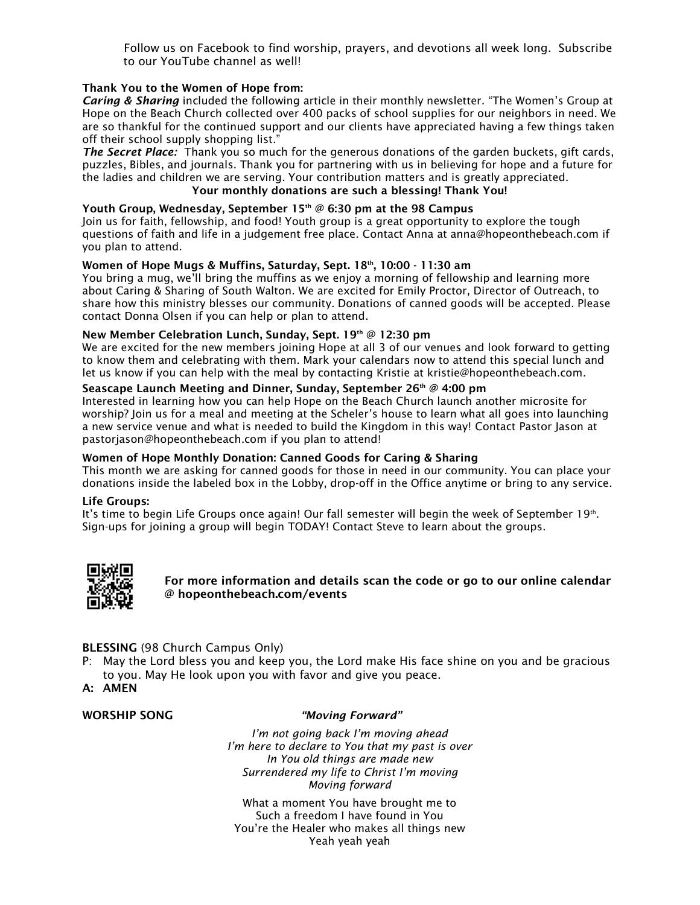Follow us on Facebook to find worship, prayers, and devotions all week long. Subscribe to our YouTube channel as well!

**Thank You to the Women of Hope from:**

***Caring & Sharing*** included the following article in their monthly newsletter. "The Women's Group at Hope on the Beach Church collected over 400 packs of school supplies for our neighbors in need. We are so thankful for the continued support and our clients have appreciated having a few things taken off their school supply shopping list."

***The Secret Place:*** Thank you so much for the generous donations of the garden buckets, gift cards, puzzles, Bibles, and journals. Thank you for partnering with us in believing for hope and a future for the ladies and children we are serving. Your contribution matters and is greatly appreciated.

**Your monthly donations are such a blessing! Thank You!**

**Youth Group, Wednesday, September 15th @ 6:30 pm at the 98 Campus**

Join us for faith, fellowship, and food! Youth group is a great opportunity to explore the tough questions of faith and life in a judgement free place. Contact Anna at anna@hopeonthebeach.com if you plan to attend.

**Women of Hope Mugs & Muffins, Saturday, Sept. 18th, 10:00 - 11:30 am**

You bring a mug, we'll bring the muffins as we enjoy a morning of fellowship and learning more about Caring & Sharing of South Walton. We are excited for Emily Proctor, Director of Outreach, to share how this ministry blesses our community. Donations of canned goods will be accepted. Please contact Donna Olsen if you can help or plan to attend.

**New Member Celebration Lunch, Sunday, Sept. 19th @ 12:30 pm**

We are excited for the new members joining Hope at all 3 of our venues and look forward to getting to know them and celebrating with them. Mark your calendars now to attend this special lunch and let us know if you can help with the meal by contacting Kristie at kristie@hopeonthebeach.com.

**Seascape Launch Meeting and Dinner, Sunday, September 26th @ 4:00 pm**

Interested in learning how you can help Hope on the Beach Church launch another microsite for worship? Join us for a meal and meeting at the Scheler's house to learn what all goes into launching a new service venue and what is needed to build the Kingdom in this way! Contact Pastor Jason at pastorjason@hopeonthebeach.com if you plan to attend!

**Women of Hope Monthly Donation: Canned Goods for Caring & Sharing**

This month we are asking for canned goods for those in need in our community. You can place your donations inside the labeled box in the Lobby, drop-off in the Office anytime or bring to any service.

**Life Groups:**

It's time to begin Life Groups once again! Our fall semester will begin the week of September 19th. Sign-ups for joining a group will begin TODAY! Contact Steve to learn about the groups.

**For more information and details scan the code or go to our online calendar @ hopeonthebeach.com/events**

**BLESSING** (98 Church Campus Only)

P: May the Lord bless you and keep you, the Lord make His face shine on you and be gracious to you. May He look upon you with favor and give you peace.

**A: AMEN**

**WORSHIP SONG** ***"Moving Forward"***

*I'm not going back I'm moving ahead*
*I'm here to declare to You that my past is over*
*In You old things are made new*
*Surrendered my life to Christ I'm moving*
*Moving forward*

What a moment You have brought me to
Such a freedom I have found in You
You're the Healer who makes all things new
Yeah yeah yeah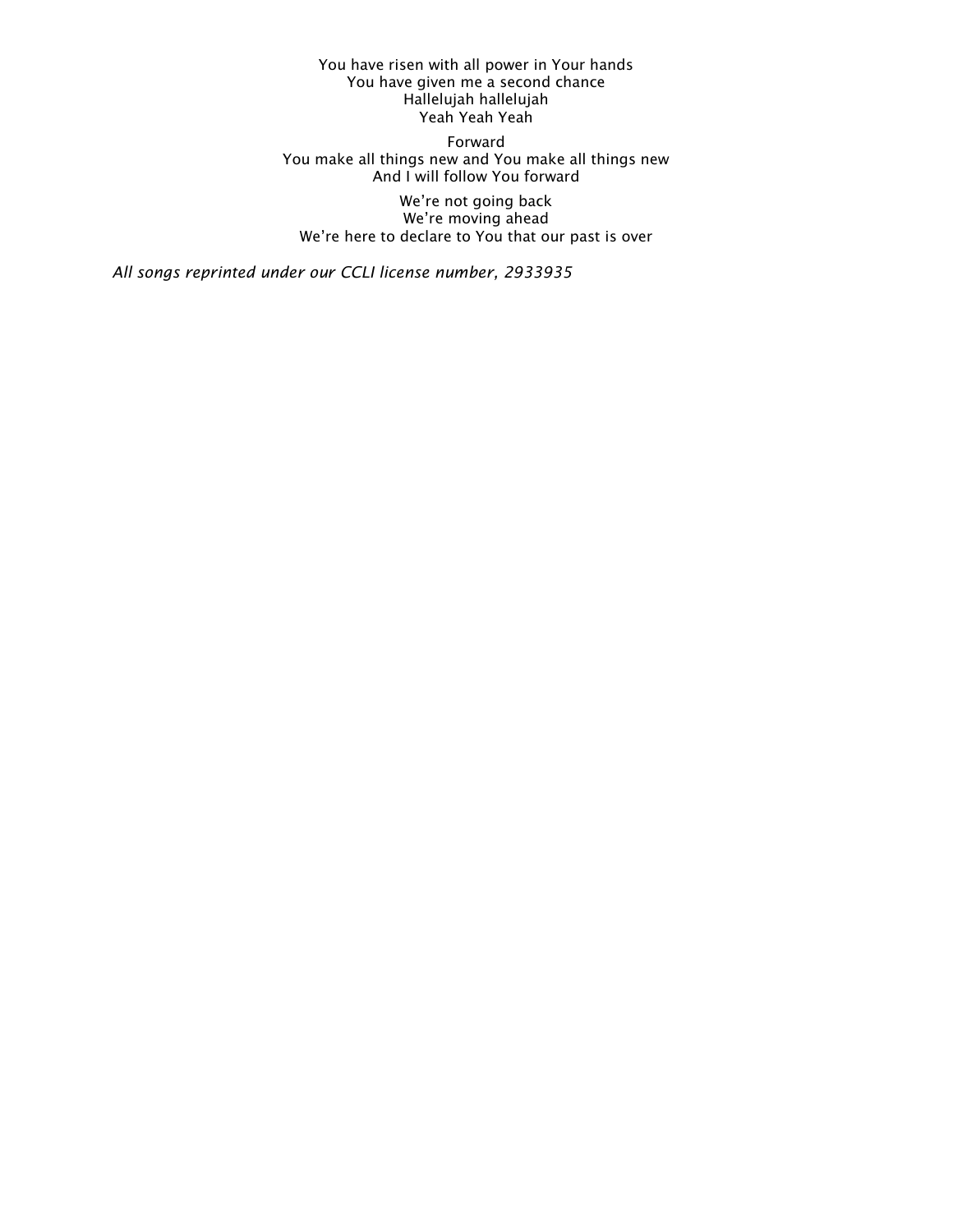You have risen with all power in Your hands
You have given me a second chance
Hallelujah hallelujah
Yeah Yeah Yeah

Forward
You make all things new and You make all things new
And I will follow You forward

We're not going back
We're moving ahead
We're here to declare to You that our past is over

*All songs reprinted under our CCLI license number, 2933935*